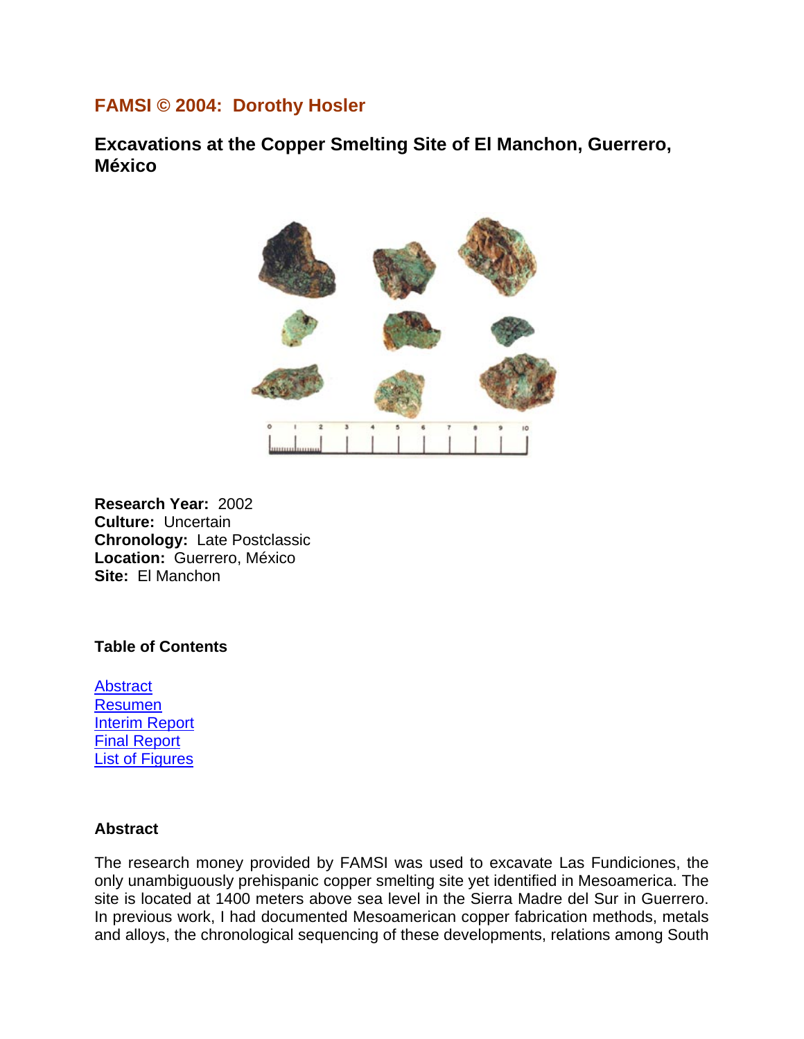# FAMSI © 2004: Dorothy Hosler

## Excavations at the Copper Smelting Site of El Manchon, Guerrero, México

**Research Year:** 2002
**Culture:** Uncertain
**Chronology:** Late Postclassic
**Location:** Guerrero, México
**Site:** El Manchon

### Table of Contents

Abstract
Resumen
Interim Report
Final Report
List of Figures

### Abstract

The research money provided by FAMSI was used to excavate Las Fundiciones, the only unambiguously prehispanic copper smelting site yet identified in Mesoamerica. The site is located at 1400 meters above sea level in the Sierra Madre del Sur in Guerrero. In previous work, I had documented Mesoamerican copper fabrication methods, metals and alloys, the chronological sequencing of these developments, relations among South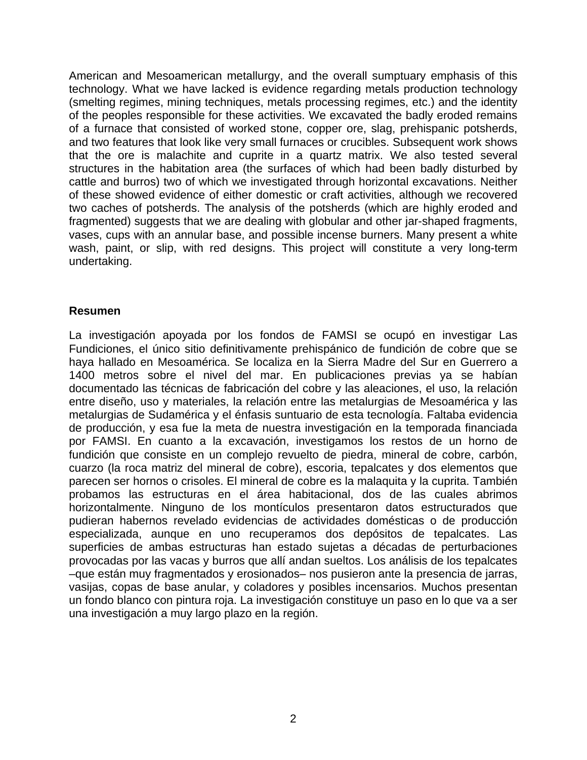American and Mesoamerican metallurgy, and the overall sumptuary emphasis of this technology. What we have lacked is evidence regarding metals production technology (smelting regimes, mining techniques, metals processing regimes, etc.) and the identity of the peoples responsible for these activities. We excavated the badly eroded remains of a furnace that consisted of worked stone, copper ore, slag, prehispanic potsherds, and two features that look like very small furnaces or crucibles. Subsequent work shows that the ore is malachite and cuprite in a quartz matrix. We also tested several structures in the habitation area (the surfaces of which had been badly disturbed by cattle and burros) two of which we investigated through horizontal excavations. Neither of these showed evidence of either domestic or craft activities, although we recovered two caches of potsherds. The analysis of the potsherds (which are highly eroded and fragmented) suggests that we are dealing with globular and other jar-shaped fragments, vases, cups with an annular base, and possible incense burners. Many present a white wash, paint, or slip, with red designs. This project will constitute a very long-term undertaking.

**Resumen**

La investigación apoyada por los fondos de FAMSI se ocupó en investigar Las Fundiciones, el único sitio definitivamente prehispánico de fundición de cobre que se haya hallado en Mesoamérica. Se localiza en la Sierra Madre del Sur en Guerrero a 1400 metros sobre el nivel del mar. En publicaciones previas ya se habían documentado las técnicas de fabricación del cobre y las aleaciones, el uso, la relación entre diseño, uso y materiales, la relación entre las metalurgias de Mesoamérica y las metalurgias de Sudamérica y el énfasis suntuario de esta tecnología. Faltaba evidencia de producción, y esa fue la meta de nuestra investigación en la temporada financiada por FAMSI. En cuanto a la excavación, investigamos los restos de un horno de fundición que consiste en un complejo revuelto de piedra, mineral de cobre, carbón, cuarzo (la roca matriz del mineral de cobre), escoria, tepalcates y dos elementos que parecen ser hornos o crisoles. El mineral de cobre es la malaquita y la cuprita. También probamos las estructuras en el área habitacional, dos de las cuales abrimos horizontalmente. Ninguno de los montículos presentaron datos estructurados que pudieran habernos revelado evidencias de actividades domésticas o de producción especializada, aunque en uno recuperamos dos depósitos de tepalcates. Las superficies de ambas estructuras han estado sujetas a décadas de perturbaciones provocadas por las vacas y burros que allí andan sueltos. Los análisis de los tepalcates –que están muy fragmentados y erosionados– nos pusieron ante la presencia de jarras, vasijas, copas de base anular, y coladores y posibles incensarios. Muchos presentan un fondo blanco con pintura roja. La investigación constituye un paso en lo que va a ser una investigación a muy largo plazo en la región.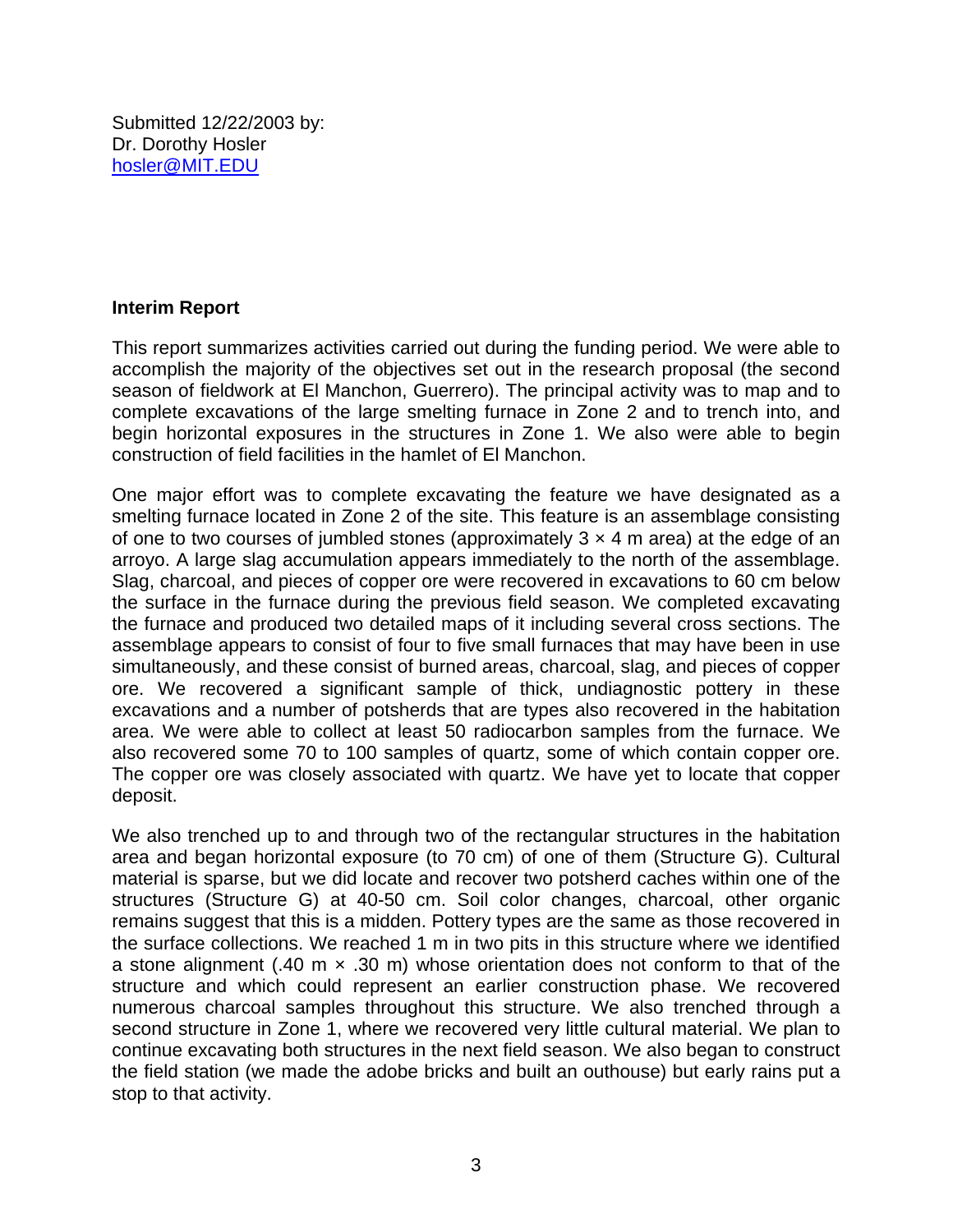Submitted 12/22/2003 by:
Dr. Dorothy Hosler
hosler@MIT.EDU

**Interim Report**

This report summarizes activities carried out during the funding period. We were able to accomplish the majority of the objectives set out in the research proposal (the second season of fieldwork at El Manchon, Guerrero). The principal activity was to map and to complete excavations of the large smelting furnace in Zone 2 and to trench into, and begin horizontal exposures in the structures in Zone 1. We also were able to begin construction of field facilities in the hamlet of El Manchon.

One major effort was to complete excavating the feature we have designated as a smelting furnace located in Zone 2 of the site. This feature is an assemblage consisting of one to two courses of jumbled stones (approximately 3 × 4 m area) at the edge of an arroyo. A large slag accumulation appears immediately to the north of the assemblage. Slag, charcoal, and pieces of copper ore were recovered in excavations to 60 cm below the surface in the furnace during the previous field season. We completed excavating the furnace and produced two detailed maps of it including several cross sections. The assemblage appears to consist of four to five small furnaces that may have been in use simultaneously, and these consist of burned areas, charcoal, slag, and pieces of copper ore. We recovered a significant sample of thick, undiagnostic pottery in these excavations and a number of potsherds that are types also recovered in the habitation area. We were able to collect at least 50 radiocarbon samples from the furnace. We also recovered some 70 to 100 samples of quartz, some of which contain copper ore. The copper ore was closely associated with quartz. We have yet to locate that copper deposit.

We also trenched up to and through two of the rectangular structures in the habitation area and began horizontal exposure (to 70 cm) of one of them (Structure G). Cultural material is sparse, but we did locate and recover two potsherd caches within one of the structures (Structure G) at 40-50 cm. Soil color changes, charcoal, other organic remains suggest that this is a midden. Pottery types are the same as those recovered in the surface collections. We reached 1 m in two pits in this structure where we identified a stone alignment (.40 m × .30 m) whose orientation does not conform to that of the structure and which could represent an earlier construction phase. We recovered numerous charcoal samples throughout this structure. We also trenched through a second structure in Zone 1, where we recovered very little cultural material. We plan to continue excavating both structures in the next field season. We also began to construct the field station (we made the adobe bricks and built an outhouse) but early rains put a stop to that activity.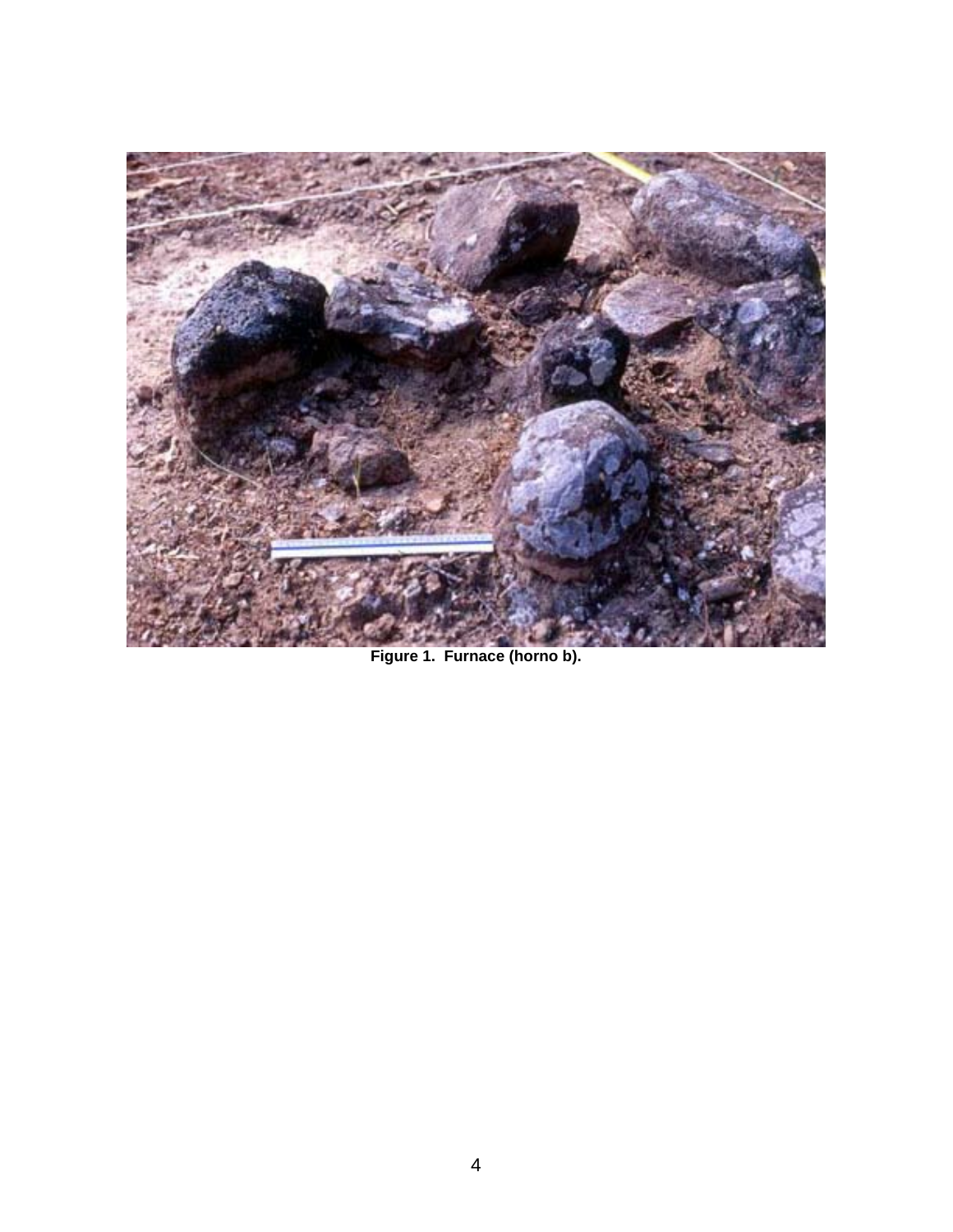**Figure 1. Furnace (horno b).**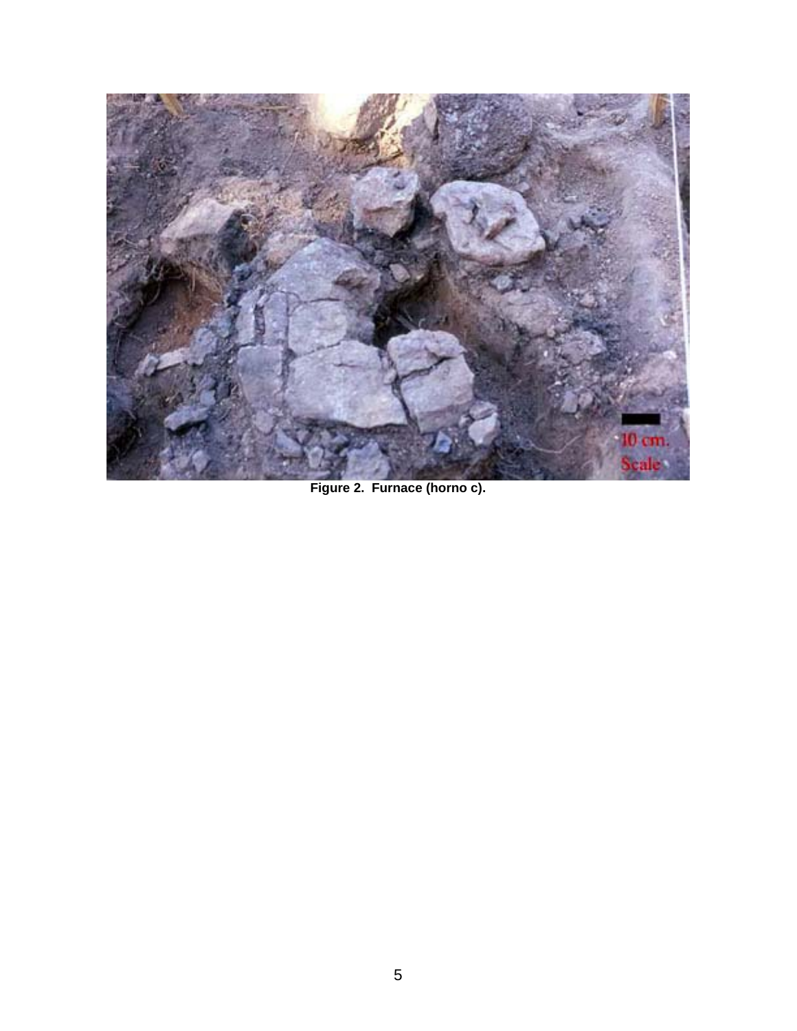**Figure 2. Furnace (horno c).**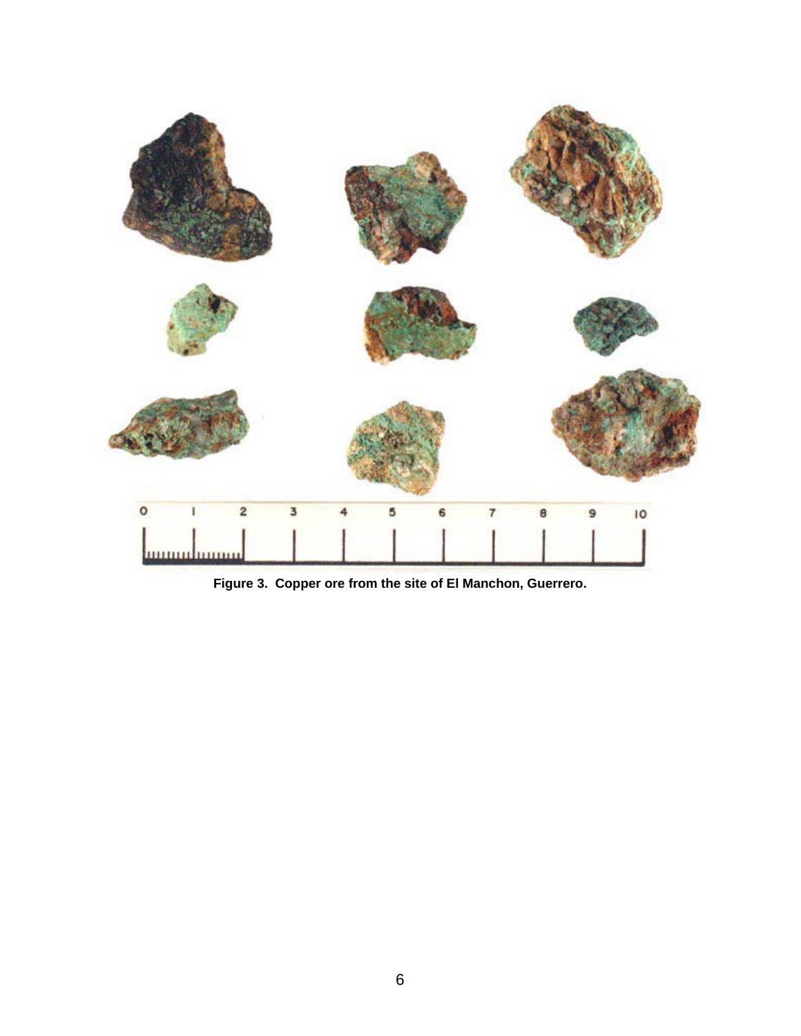**Figure 3. Copper ore from the site of El Manchon, Guerrero.**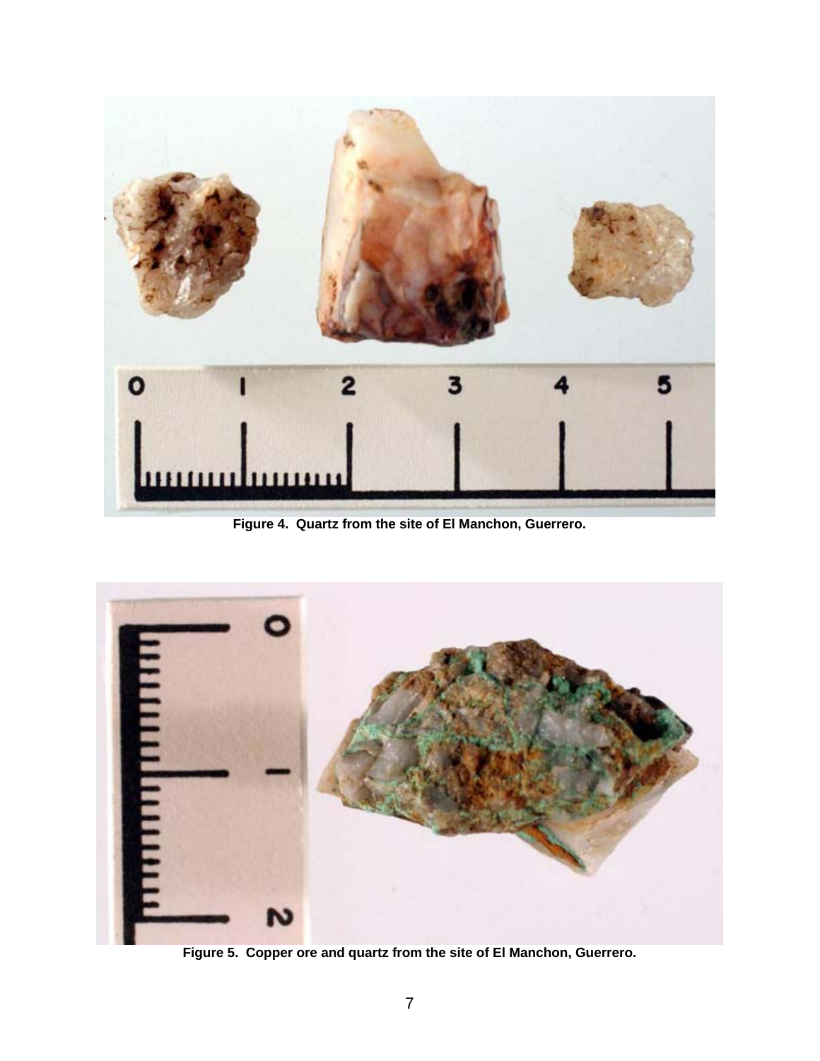Figure 4. Quartz from the site of El Manchon, Guerrero.

Figure 5. Copper ore and quartz from the site of El Manchon, Guerrero.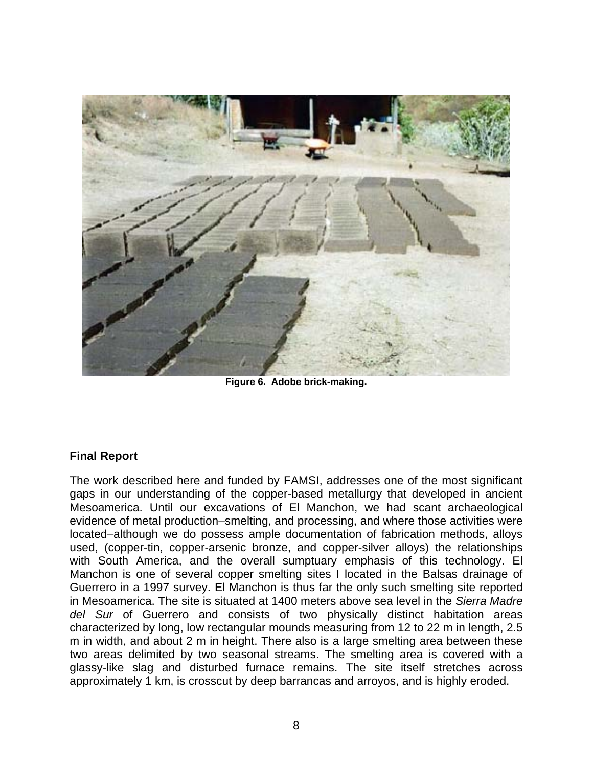Figure 6. Adobe brick-making.

**Final Report**

The work described here and funded by FAMSI, addresses one of the most significant gaps in our understanding of the copper-based metallurgy that developed in ancient Mesoamerica. Until our excavations of El Manchon, we had scant archaeological evidence of metal production–smelting, and processing, and where those activities were located–although we do possess ample documentation of fabrication methods, alloys used, (copper-tin, copper-arsenic bronze, and copper-silver alloys) the relationships with South America, and the overall sumptuary emphasis of this technology. El Manchon is one of several copper smelting sites I located in the Balsas drainage of Guerrero in a 1997 survey. El Manchon is thus far the only such smelting site reported in Mesoamerica. The site is situated at 1400 meters above sea level in the *Sierra Madre del Sur* of Guerrero and consists of two physically distinct habitation areas characterized by long, low rectangular mounds measuring from 12 to 22 m in length, 2.5 m in width, and about 2 m in height. There also is a large smelting area between these two areas delimited by two seasonal streams. The smelting area is covered with a glassy-like slag and disturbed furnace remains. The site itself stretches across approximately 1 km, is crosscut by deep barrancas and arroyos, and is highly eroded.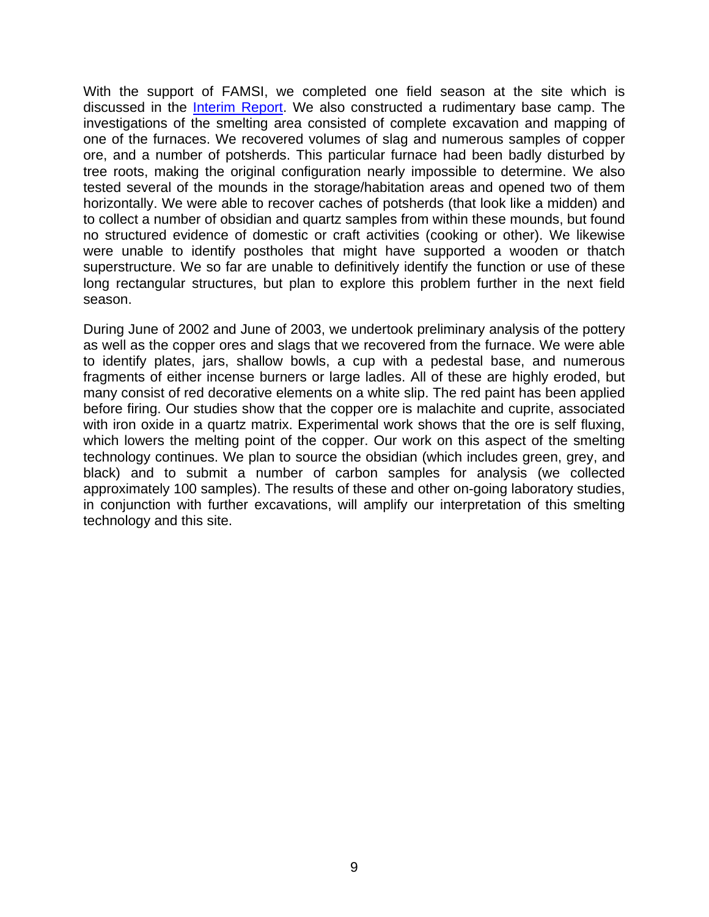With the support of FAMSI, we completed one field season at the site which is discussed in the Interim Report. We also constructed a rudimentary base camp. The investigations of the smelting area consisted of complete excavation and mapping of one of the furnaces. We recovered volumes of slag and numerous samples of copper ore, and a number of potsherds. This particular furnace had been badly disturbed by tree roots, making the original configuration nearly impossible to determine. We also tested several of the mounds in the storage/habitation areas and opened two of them horizontally. We were able to recover caches of potsherds (that look like a midden) and to collect a number of obsidian and quartz samples from within these mounds, but found no structured evidence of domestic or craft activities (cooking or other). We likewise were unable to identify postholes that might have supported a wooden or thatch superstructure. We so far are unable to definitively identify the function or use of these long rectangular structures, but plan to explore this problem further in the next field season.

During June of 2002 and June of 2003, we undertook preliminary analysis of the pottery as well as the copper ores and slags that we recovered from the furnace. We were able to identify plates, jars, shallow bowls, a cup with a pedestal base, and numerous fragments of either incense burners or large ladles. All of these are highly eroded, but many consist of red decorative elements on a white slip. The red paint has been applied before firing. Our studies show that the copper ore is malachite and cuprite, associated with iron oxide in a quartz matrix. Experimental work shows that the ore is self fluxing, which lowers the melting point of the copper. Our work on this aspect of the smelting technology continues. We plan to source the obsidian (which includes green, grey, and black) and to submit a number of carbon samples for analysis (we collected approximately 100 samples). The results of these and other on-going laboratory studies, in conjunction with further excavations, will amplify our interpretation of this smelting technology and this site.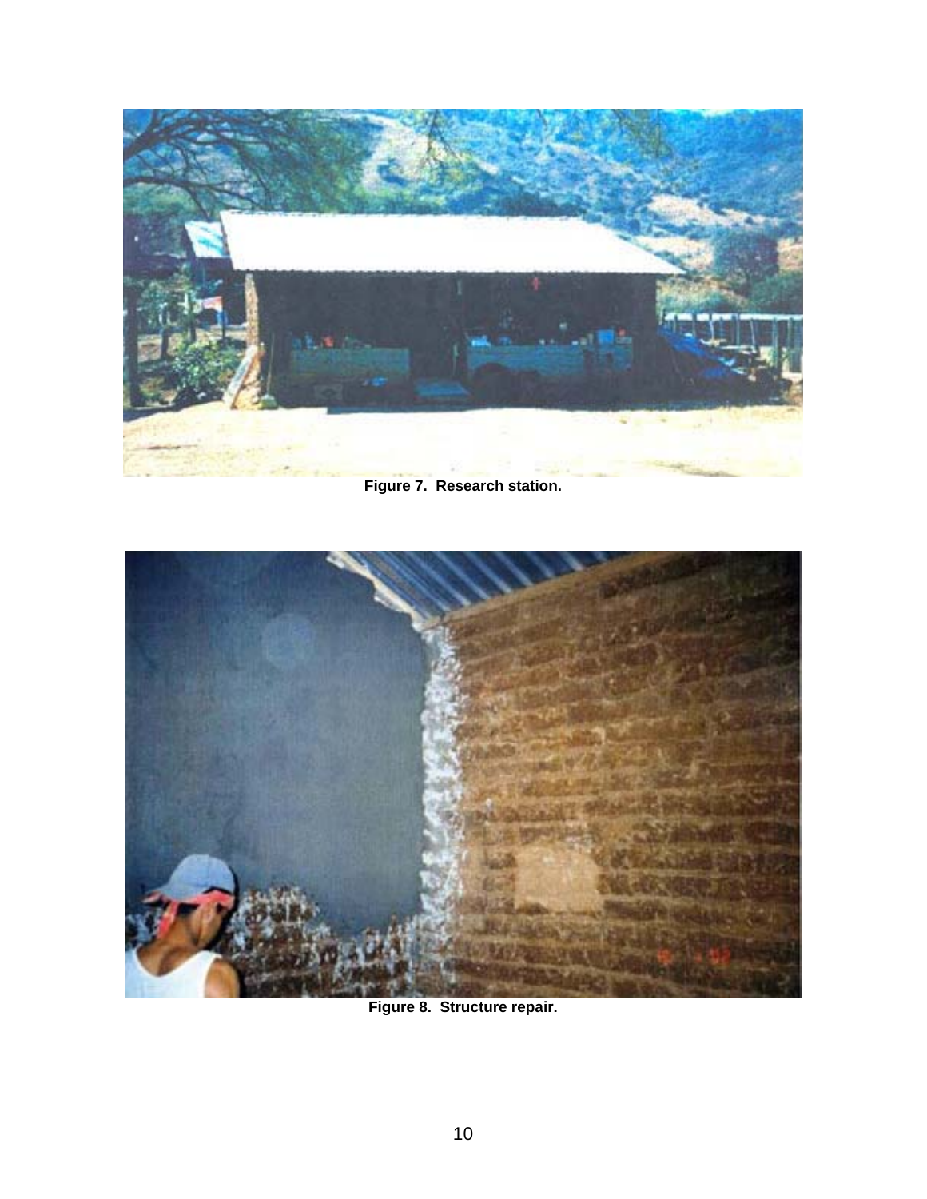Figure 7. Research station.

Figure 8. Structure repair.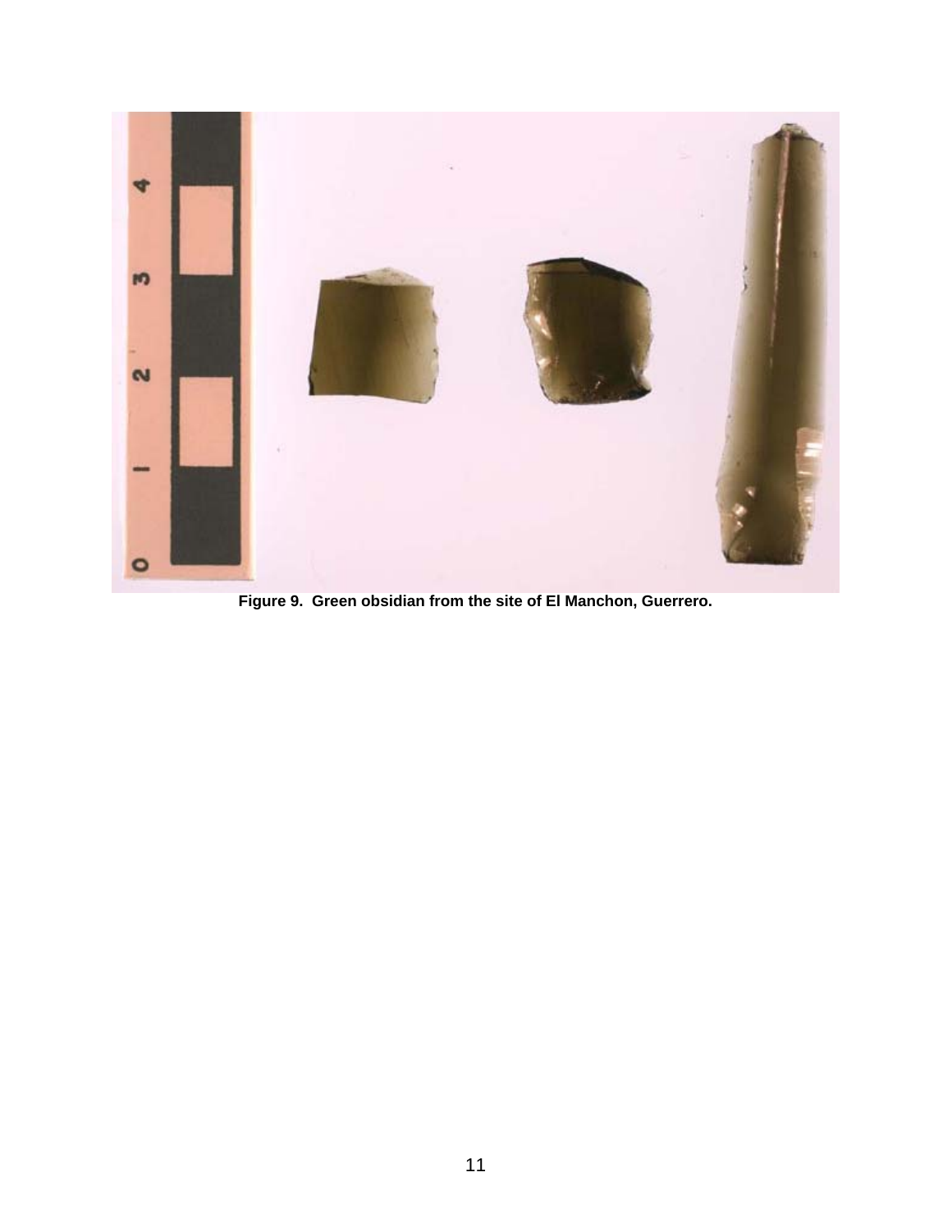**Figure 9. Green obsidian from the site of El Manchon, Guerrero.**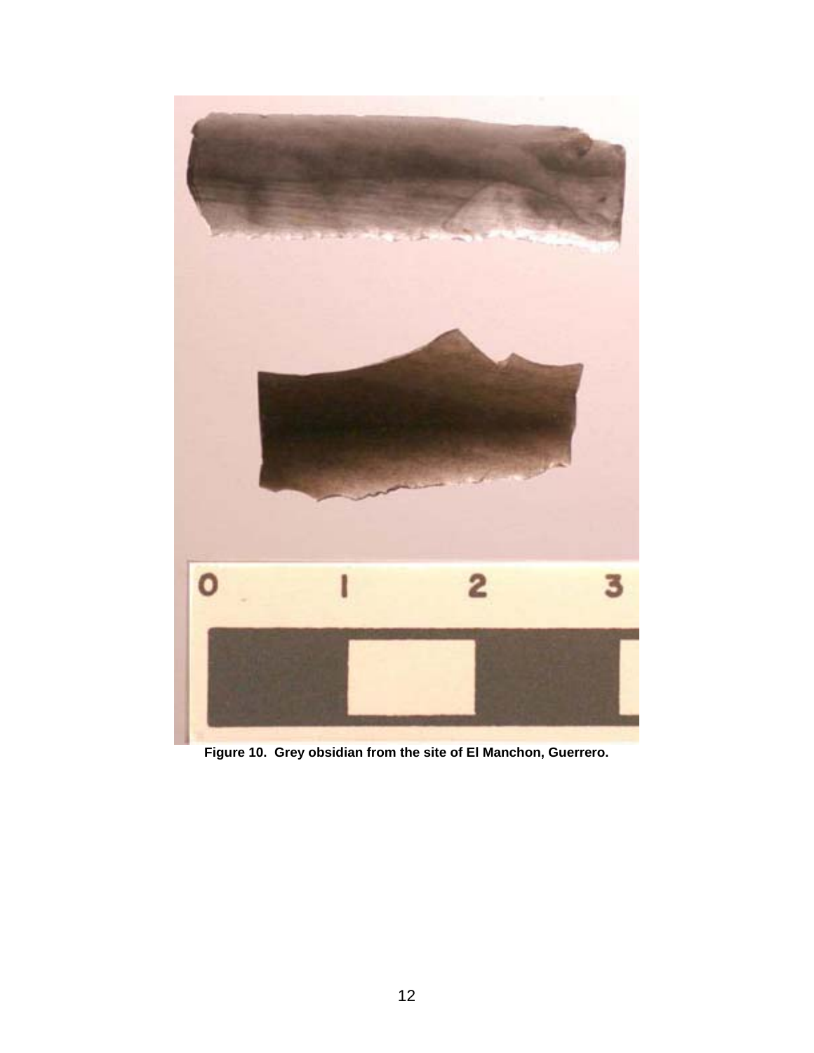**Figure 10. Grey obsidian from the site of El Manchon, Guerrero.**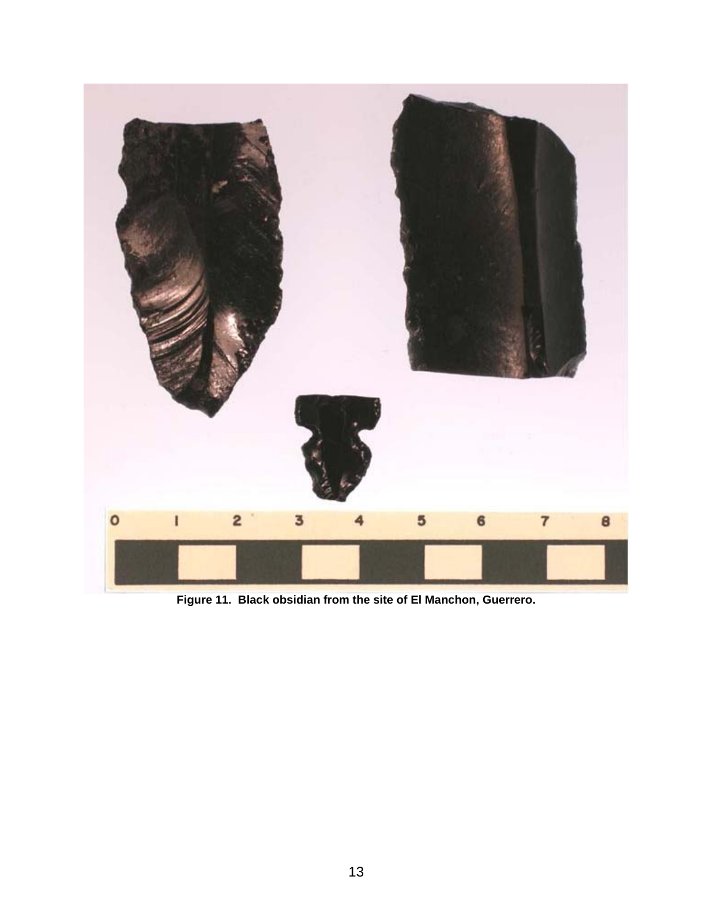**Figure 11. Black obsidian from the site of El Manchon, Guerrero.**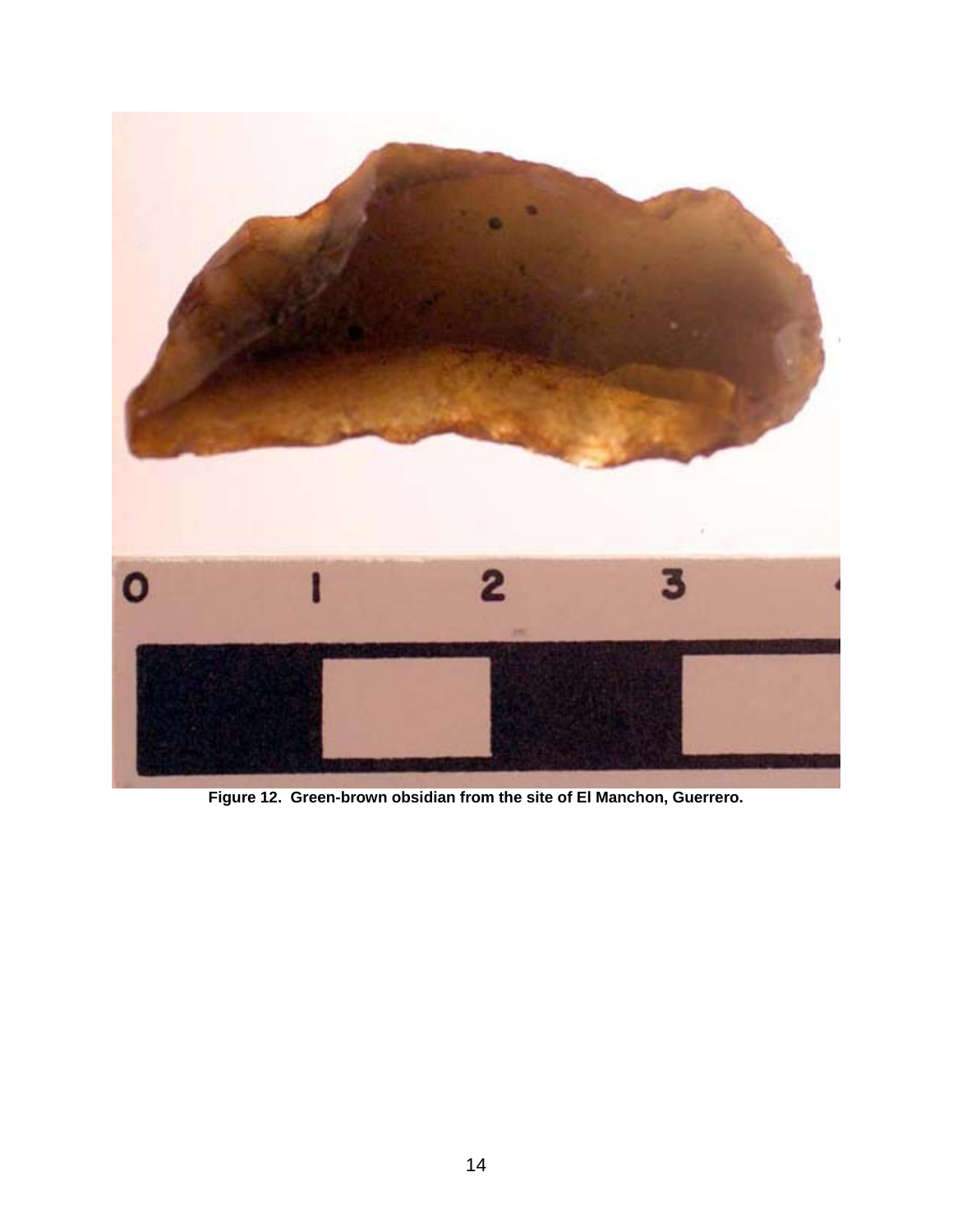**Figure 12. Green-brown obsidian from the site of El Manchon, Guerrero.**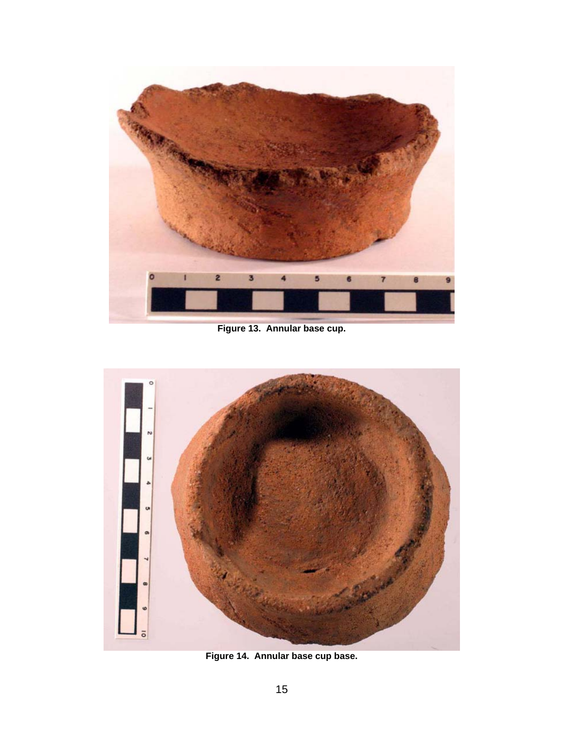Figure 13.  Annular base cup.

Figure 14.  Annular base cup base.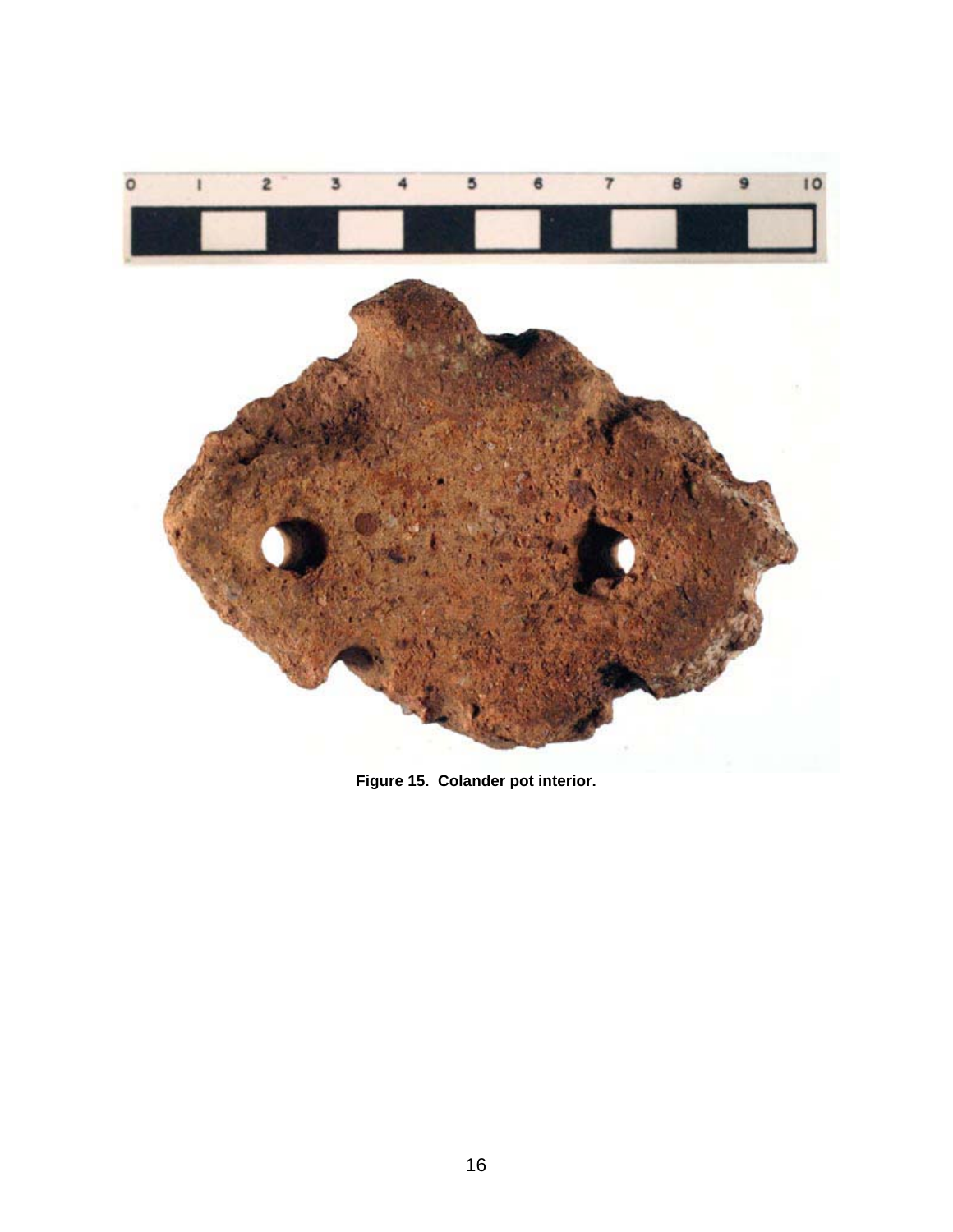**Figure 15. Colander pot interior.**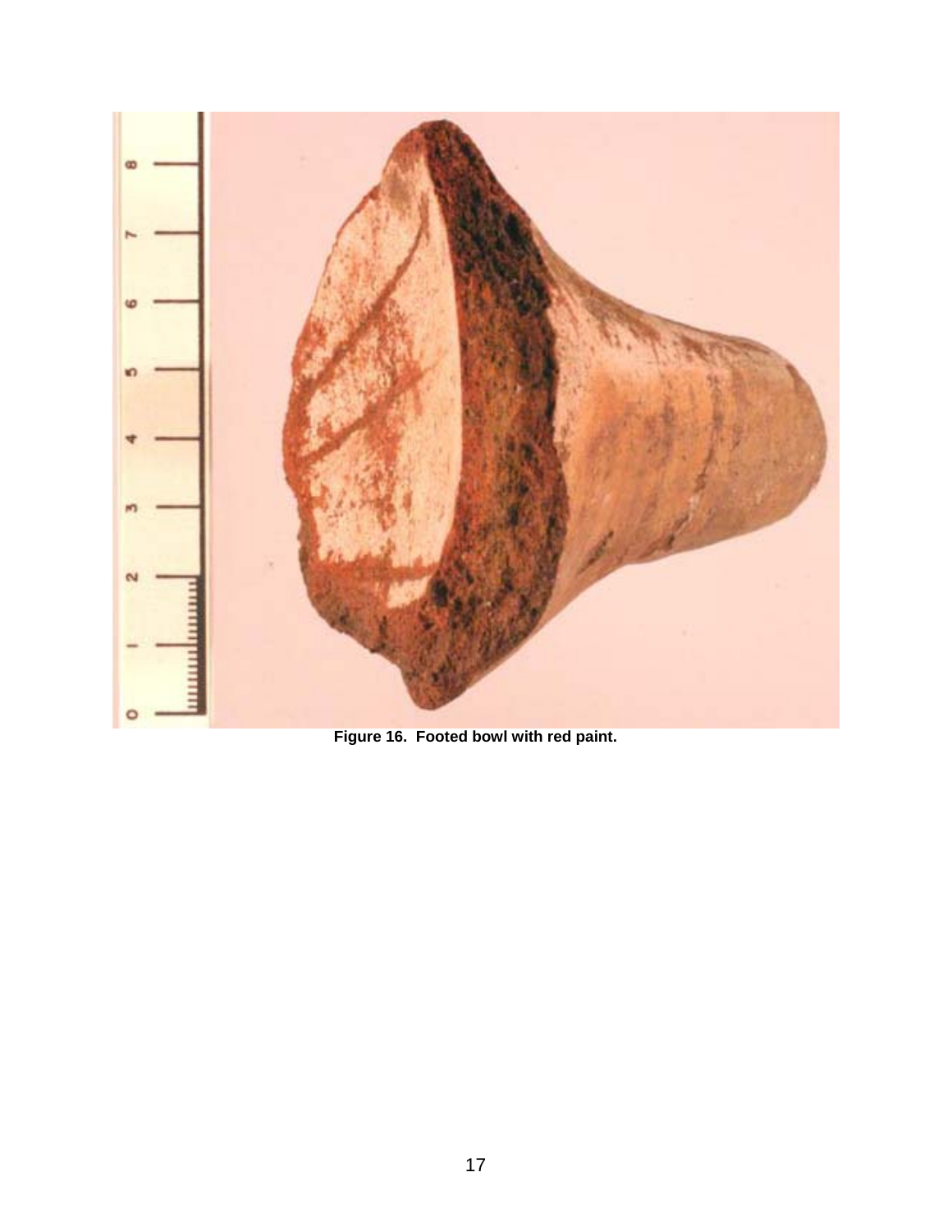Figure 16. Footed bowl with red paint.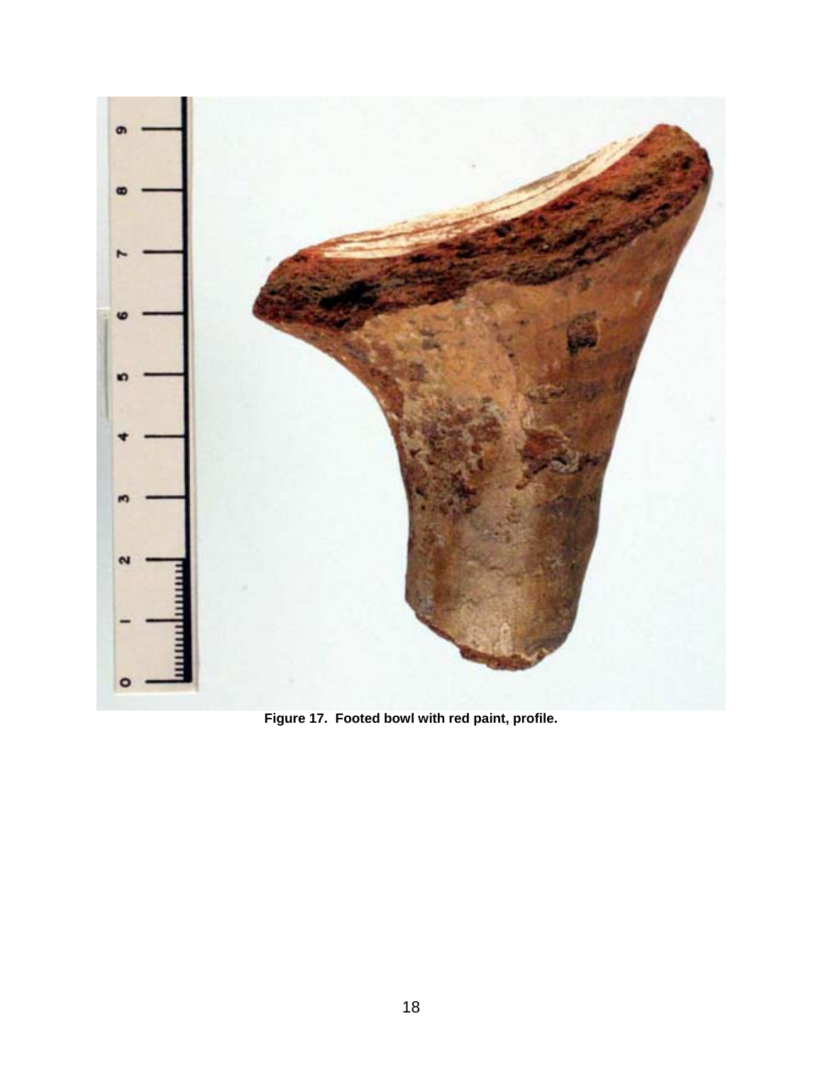**Figure 17. Footed bowl with red paint, profile.**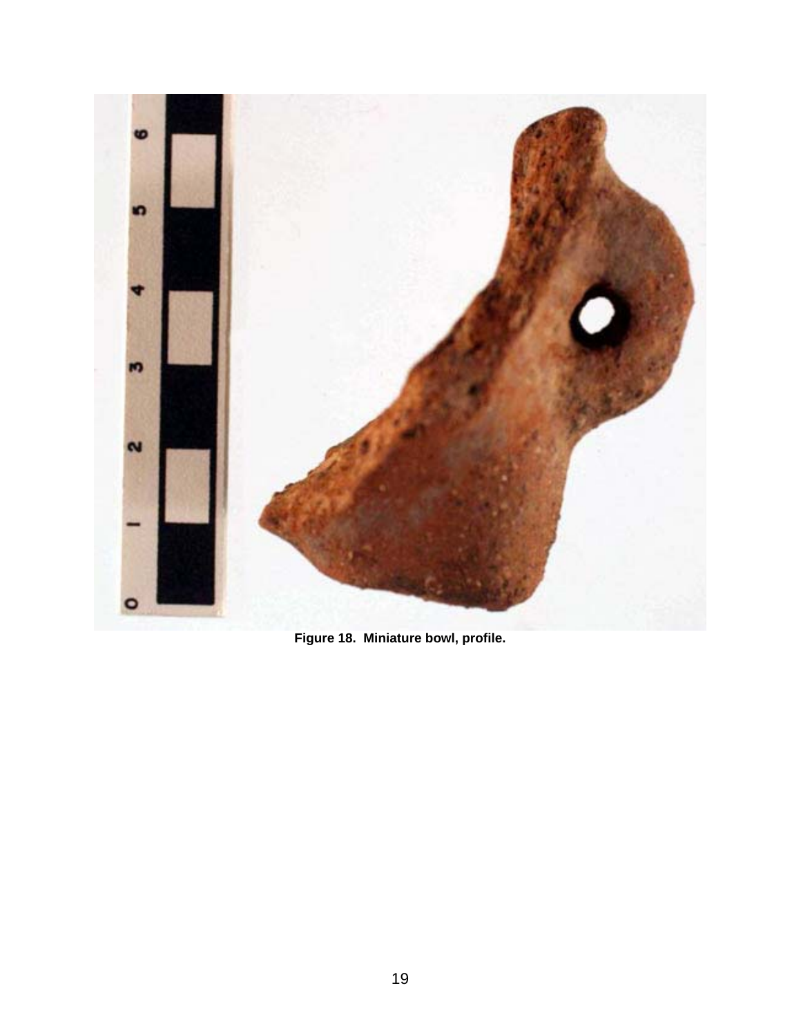**Figure 18. Miniature bowl, profile.**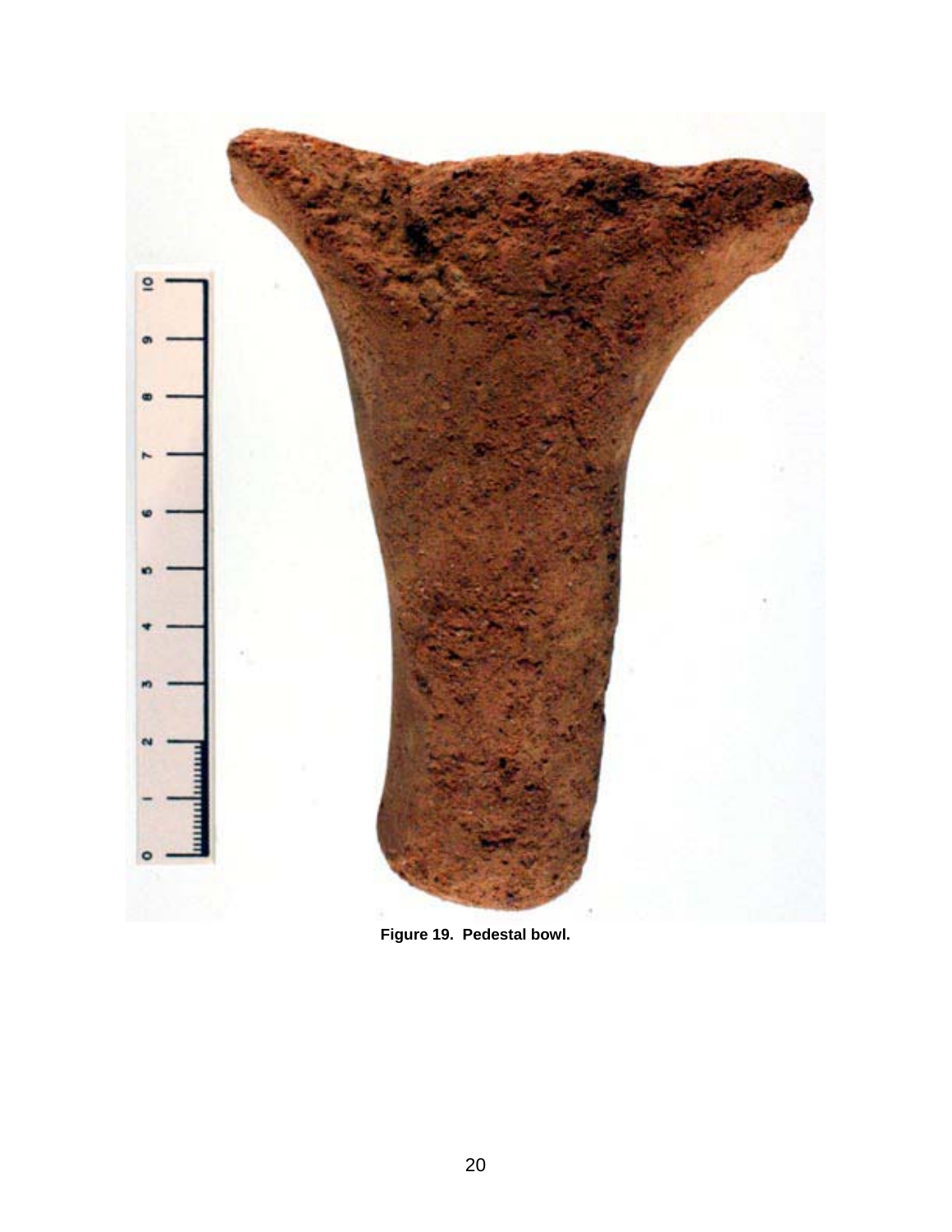**Figure 19. Pedestal bowl.**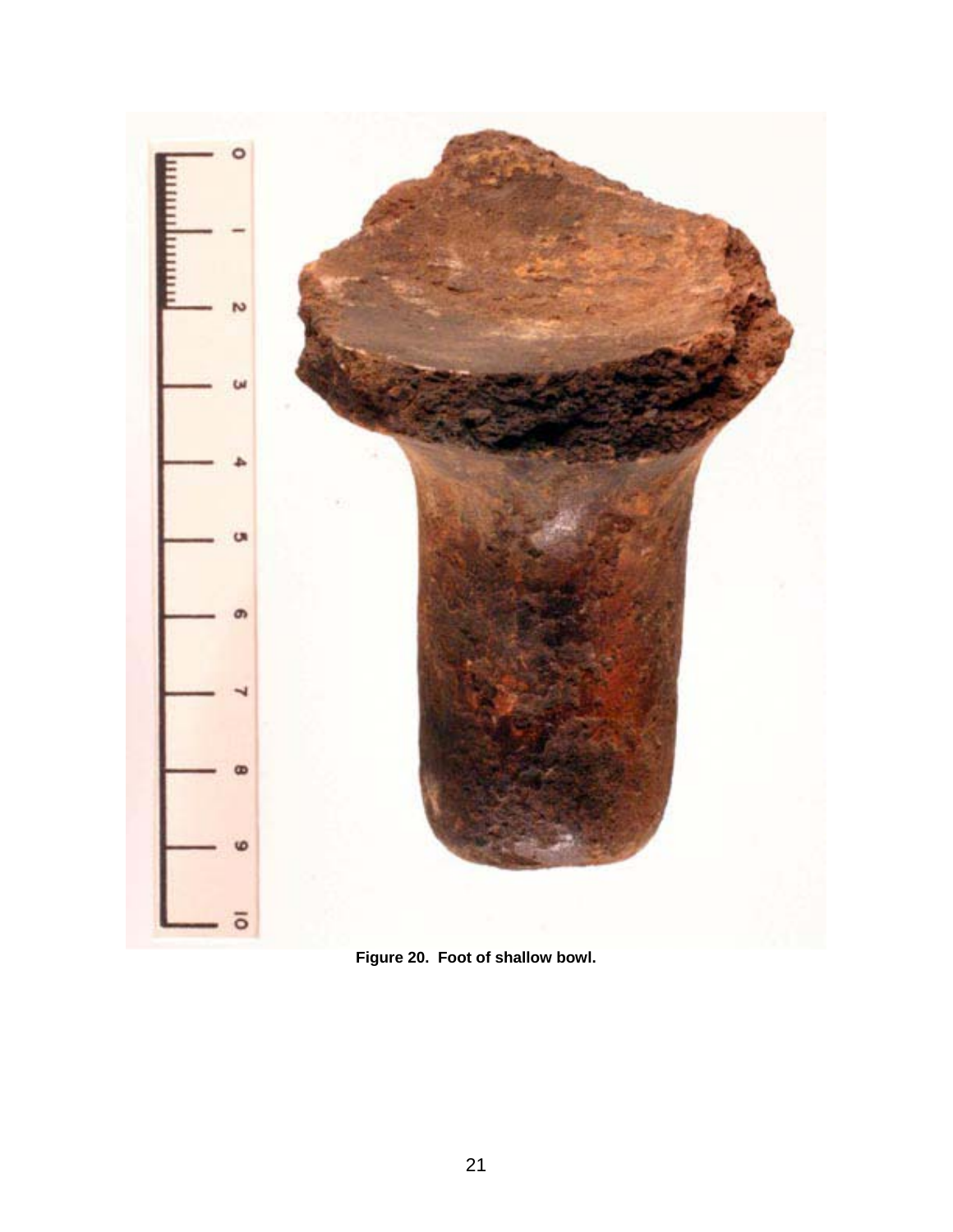Figure 20. Foot of shallow bowl.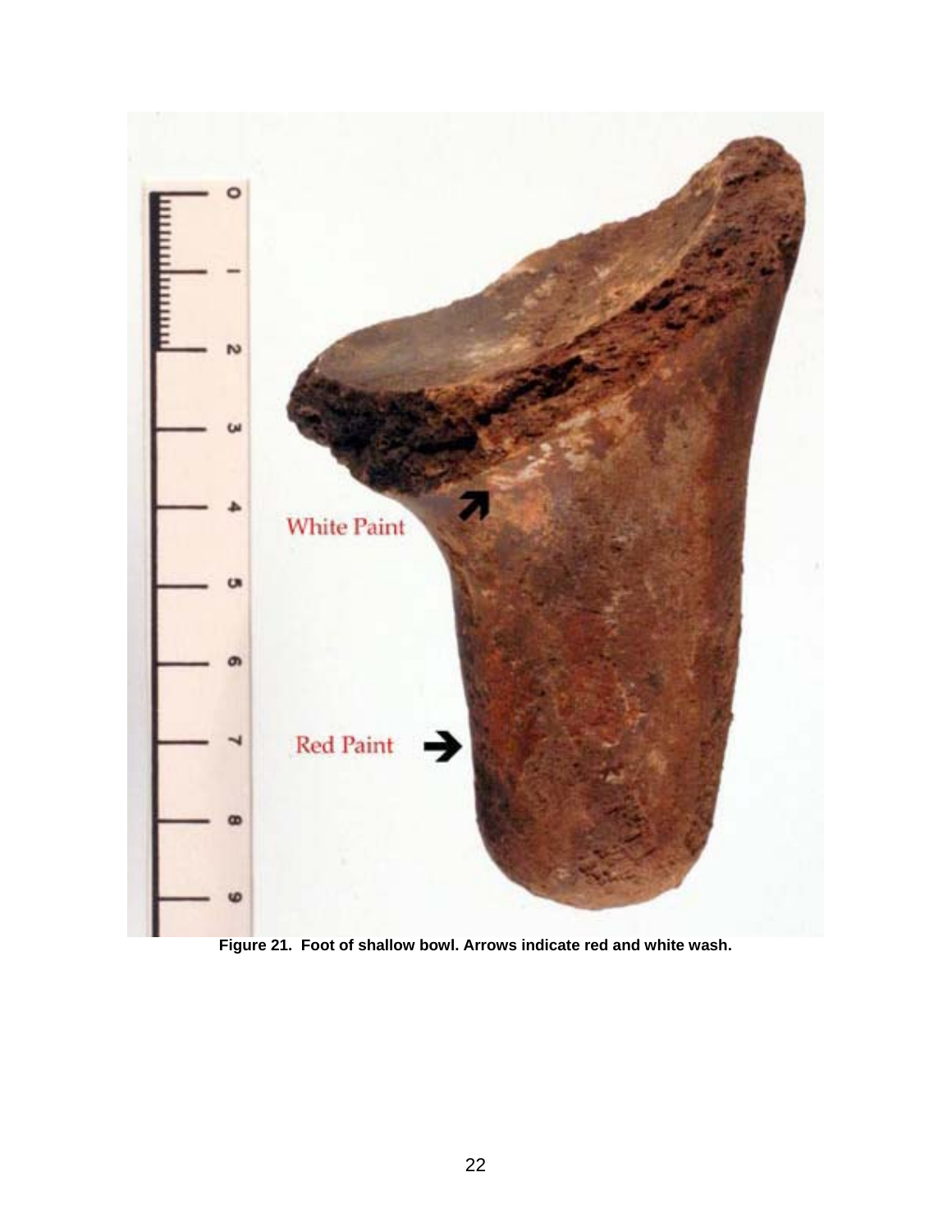White Paint

Red Paint

**Figure 21. Foot of shallow bowl. Arrows indicate red and white wash.**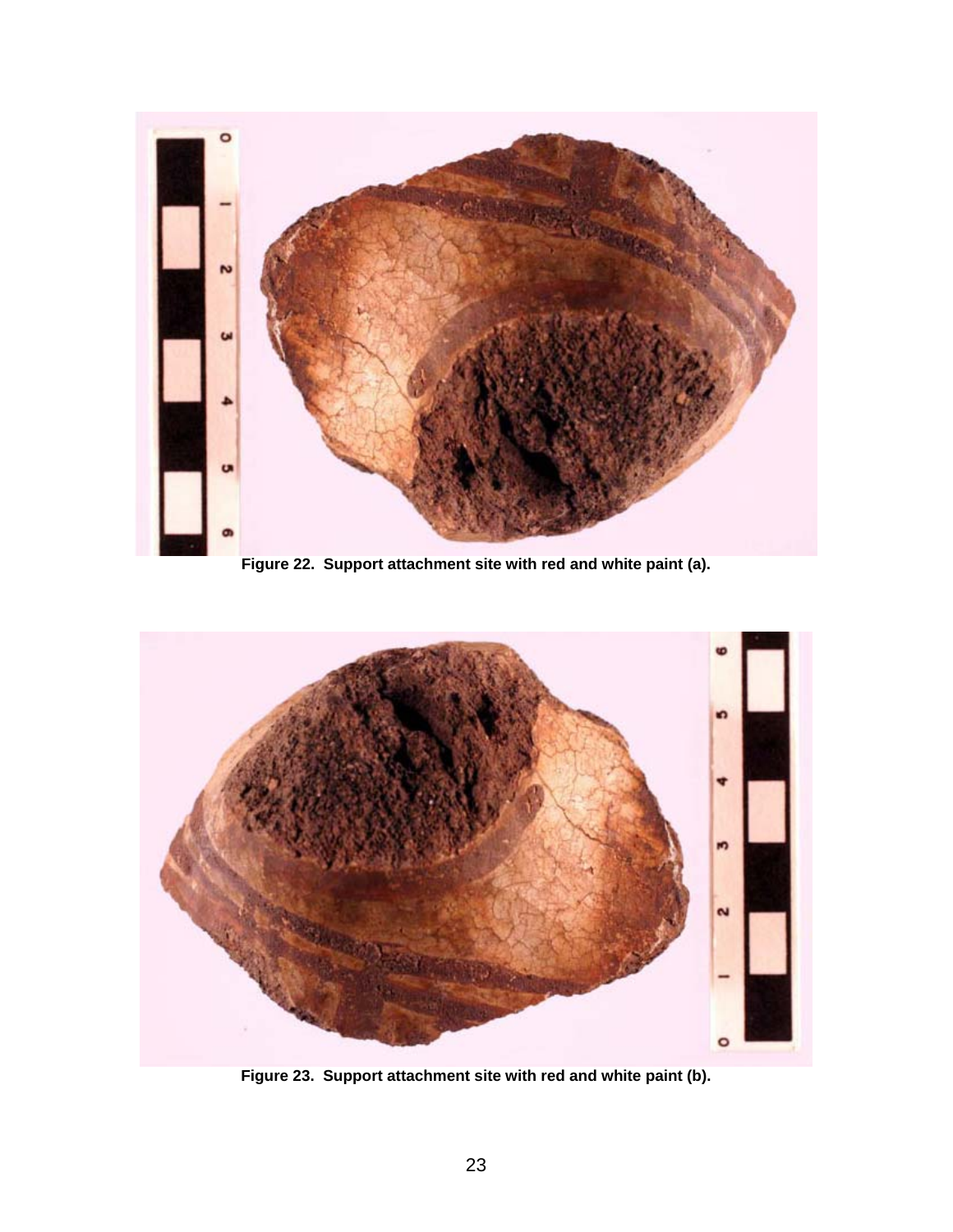Figure 22. Support attachment site with red and white paint (a).

Figure 23. Support attachment site with red and white paint (b).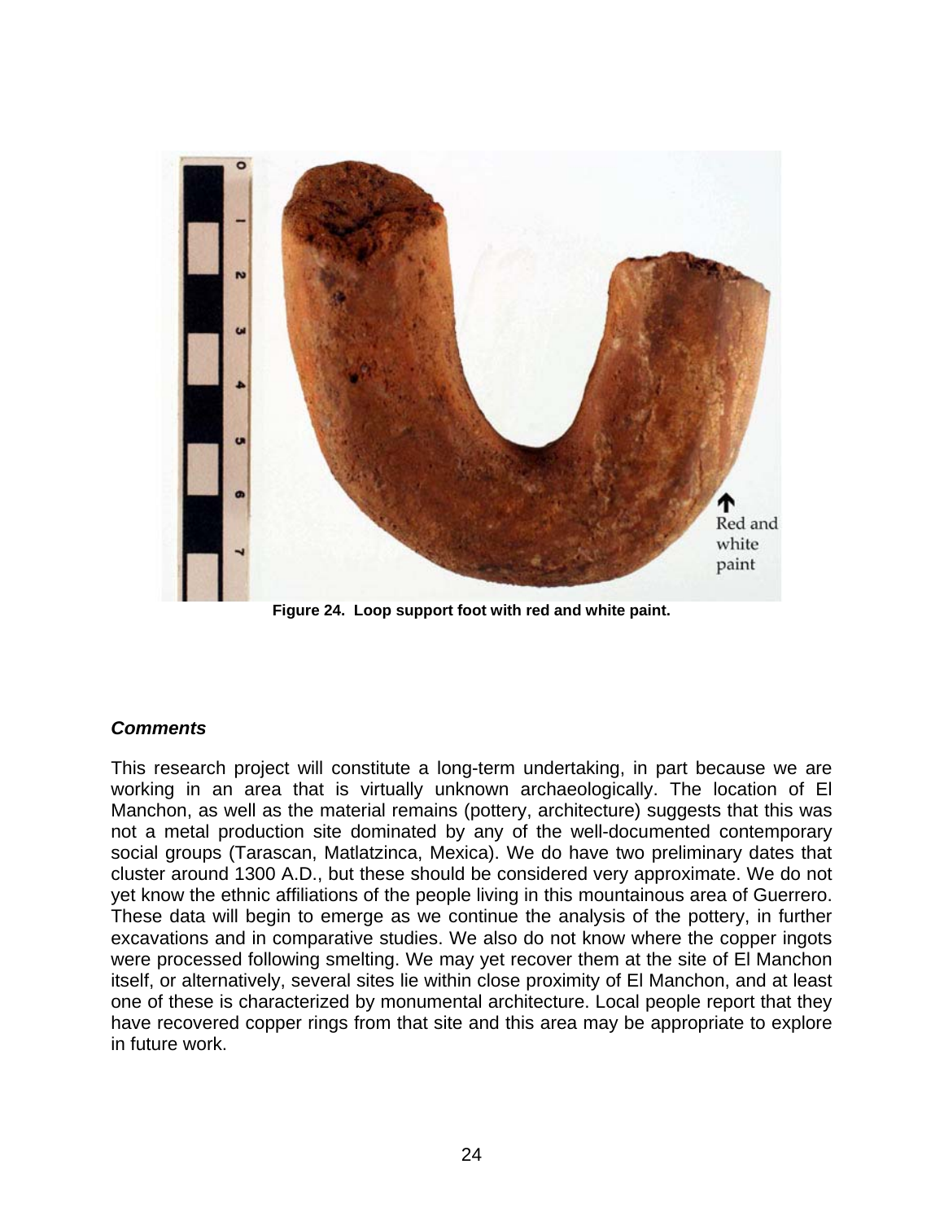Figure 24. Loop support foot with red and white paint.

### *Comments*

This research project will constitute a long-term undertaking, in part because we are working in an area that is virtually unknown archaeologically. The location of El Manchon, as well as the material remains (pottery, architecture) suggests that this was not a metal production site dominated by any of the well-documented contemporary social groups (Tarascan, Matlatzinca, Mexica). We do have two preliminary dates that cluster around 1300 A.D., but these should be considered very approximate. We do not yet know the ethnic affiliations of the people living in this mountainous area of Guerrero. These data will begin to emerge as we continue the analysis of the pottery, in further excavations and in comparative studies. We also do not know where the copper ingots were processed following smelting. We may yet recover them at the site of El Manchon itself, or alternatively, several sites lie within close proximity of El Manchon, and at least one of these is characterized by monumental architecture. Local people report that they have recovered copper rings from that site and this area may be appropriate to explore in future work.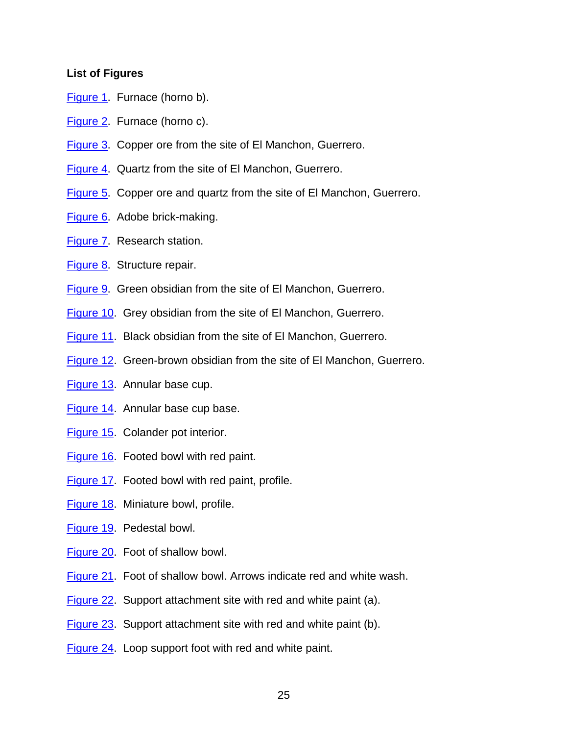**List of Figures**

Figure 1. Furnace (horno b).

Figure 2. Furnace (horno c).

Figure 3. Copper ore from the site of El Manchon, Guerrero.

Figure 4. Quartz from the site of El Manchon, Guerrero.

Figure 5. Copper ore and quartz from the site of El Manchon, Guerrero.

Figure 6. Adobe brick-making.

Figure 7. Research station.

Figure 8. Structure repair.

Figure 9. Green obsidian from the site of El Manchon, Guerrero.

Figure 10. Grey obsidian from the site of El Manchon, Guerrero.

Figure 11. Black obsidian from the site of El Manchon, Guerrero.

Figure 12. Green-brown obsidian from the site of El Manchon, Guerrero.

Figure 13. Annular base cup.

Figure 14. Annular base cup base.

Figure 15. Colander pot interior.

Figure 16. Footed bowl with red paint.

Figure 17. Footed bowl with red paint, profile.

Figure 18. Miniature bowl, profile.

Figure 19. Pedestal bowl.

Figure 20. Foot of shallow bowl.

Figure 21. Foot of shallow bowl. Arrows indicate red and white wash.

Figure 22. Support attachment site with red and white paint (a).

Figure 23. Support attachment site with red and white paint (b).

Figure 24. Loop support foot with red and white paint.